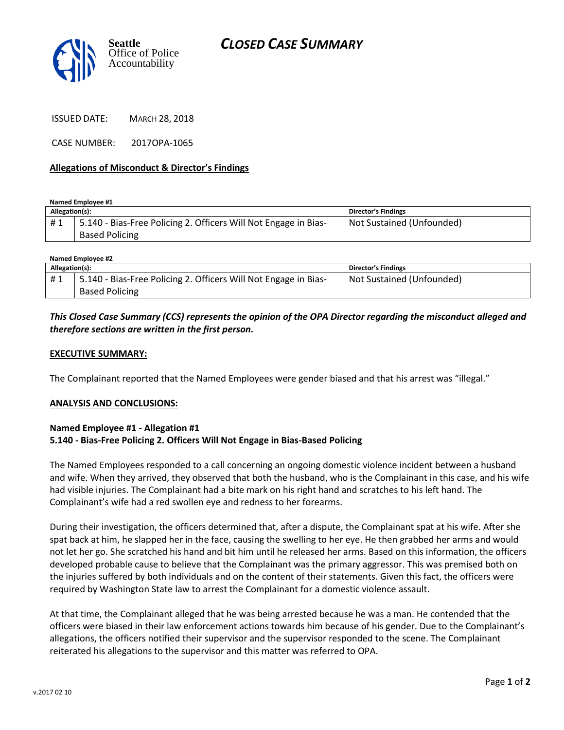Seattle
Office of Police
Accountability

# CLOSED CASE SUMMARY

ISSUED DATE: MARCH 28, 2018

CASE NUMBER: 2017OPA-1065

**Allegations of Misconduct & Director's Findings**

**Named Employee #1**

| Allegation(s): | | Director's Findings |
|---|---|---|
| # 1 | 5.140 - Bias-Free Policing 2. Officers Will Not Engage in Bias-Based Policing | Not Sustained (Unfounded) |

**Named Employee #2**

| Allegation(s): | | Director's Findings |
|---|---|---|
| # 1 | 5.140 - Bias-Free Policing 2. Officers Will Not Engage in Bias-Based Policing | Not Sustained (Unfounded) |

***This Closed Case Summary (CCS) represents the opinion of the OPA Director regarding the misconduct alleged and therefore sections are written in the first person.***

**EXECUTIVE SUMMARY:**

The Complainant reported that the Named Employees were gender biased and that his arrest was "illegal."

**ANALYSIS AND CONCLUSIONS:**

**Named Employee #1 - Allegation #1**
**5.140 - Bias-Free Policing 2. Officers Will Not Engage in Bias-Based Policing**

The Named Employees responded to a call concerning an ongoing domestic violence incident between a husband and wife. When they arrived, they observed that both the husband, who is the Complainant in this case, and his wife had visible injuries. The Complainant had a bite mark on his right hand and scratches to his left hand. The Complainant's wife had a red swollen eye and redness to her forearms.

During their investigation, the officers determined that, after a dispute, the Complainant spat at his wife. After she spat back at him, he slapped her in the face, causing the swelling to her eye. He then grabbed her arms and would not let her go. She scratched his hand and bit him until he released her arms. Based on this information, the officers developed probable cause to believe that the Complainant was the primary aggressor. This was premised both on the injuries suffered by both individuals and on the content of their statements. Given this fact, the officers were required by Washington State law to arrest the Complainant for a domestic violence assault.

At that time, the Complainant alleged that he was being arrested because he was a man. He contended that the officers were biased in their law enforcement actions towards him because of his gender. Due to the Complainant's allegations, the officers notified their supervisor and the supervisor responded to the scene. The Complainant reiterated his allegations to the supervisor and this matter was referred to OPA.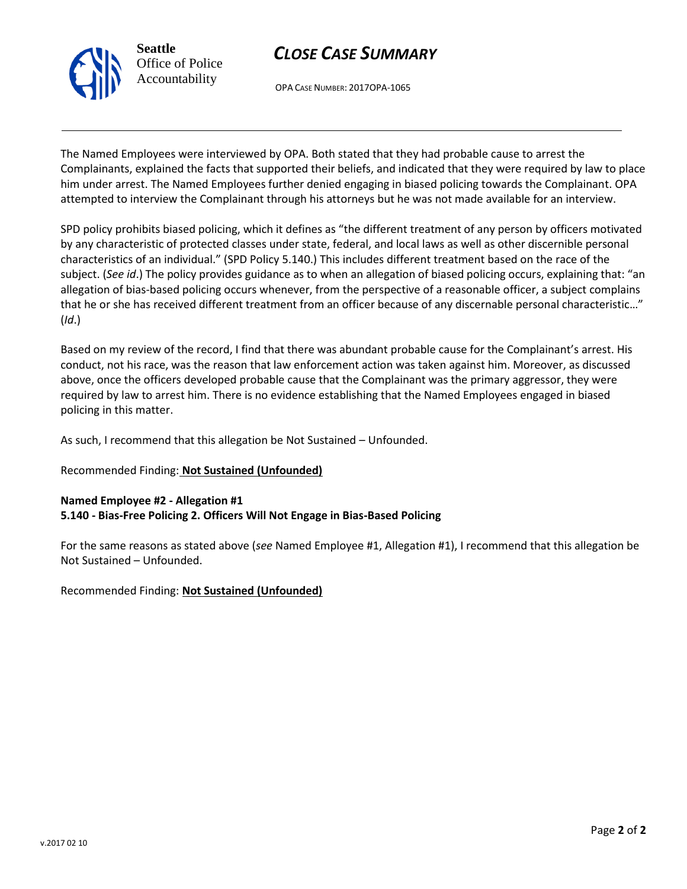The Named Employees were interviewed by OPA. Both stated that they had probable cause to arrest the Complainants, explained the facts that supported their beliefs, and indicated that they were required by law to place him under arrest. The Named Employees further denied engaging in biased policing towards the Complainant. OPA attempted to interview the Complainant through his attorneys but he was not made available for an interview.

SPD policy prohibits biased policing, which it defines as "the different treatment of any person by officers motivated by any characteristic of protected classes under state, federal, and local laws as well as other discernible personal characteristics of an individual." (SPD Policy 5.140.) This includes different treatment based on the race of the subject. (*See id*.) The policy provides guidance as to when an allegation of biased policing occurs, explaining that: "an allegation of bias-based policing occurs whenever, from the perspective of a reasonable officer, a subject complains that he or she has received different treatment from an officer because of any discernable personal characteristic…" (*Id*.)

Based on my review of the record, I find that there was abundant probable cause for the Complainant's arrest. His conduct, not his race, was the reason that law enforcement action was taken against him. Moreover, as discussed above, once the officers developed probable cause that the Complainant was the primary aggressor, they were required by law to arrest him. There is no evidence establishing that the Named Employees engaged in biased policing in this matter.

As such, I recommend that this allegation be Not Sustained – Unfounded.

Recommended Finding: **Not Sustained (Unfounded)**

**Named Employee #2 - Allegation #1**
**5.140 - Bias-Free Policing 2. Officers Will Not Engage in Bias-Based Policing**

For the same reasons as stated above (*see* Named Employee #1, Allegation #1), I recommend that this allegation be Not Sustained – Unfounded.

Recommended Finding: **Not Sustained (Unfounded)**